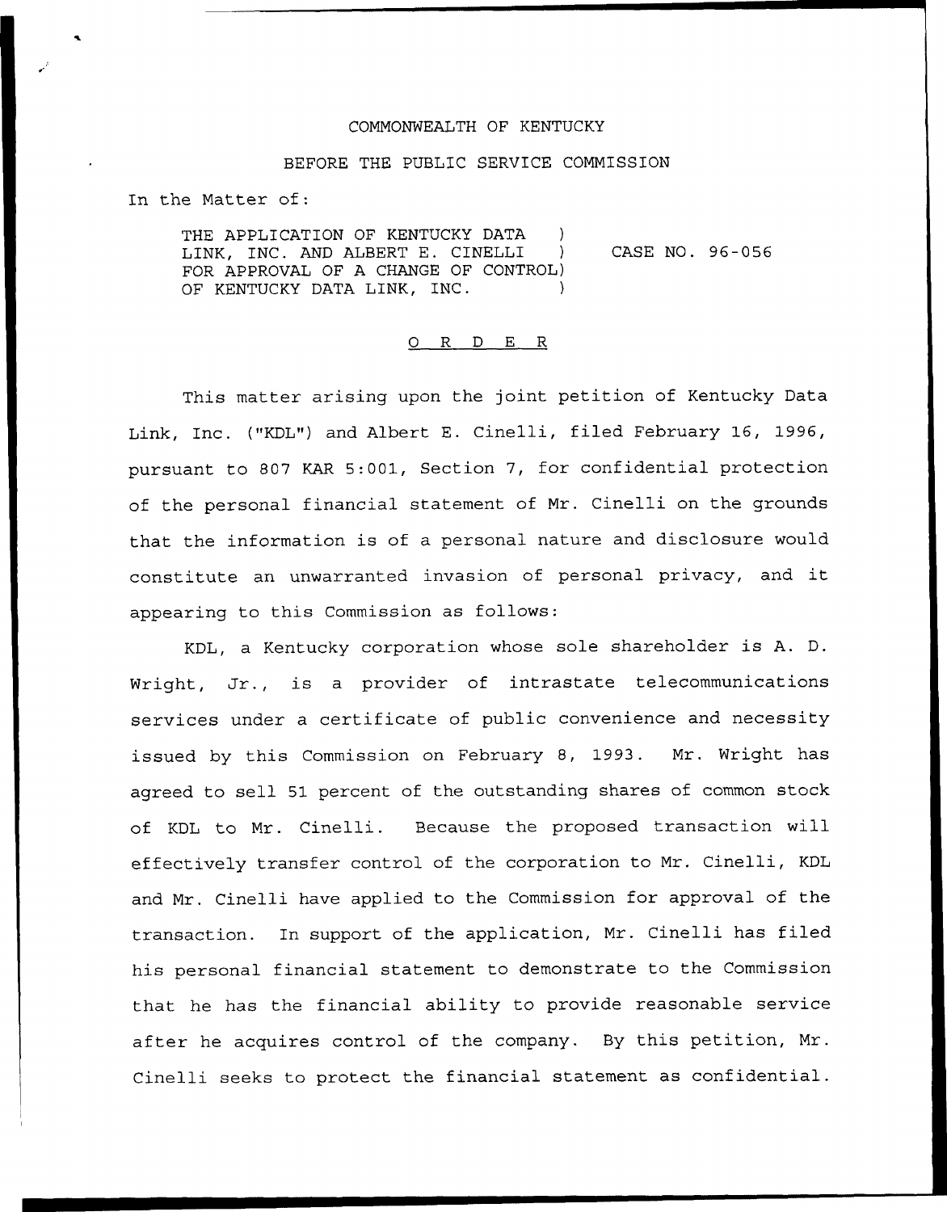COMMONWEALTH OF KENTUCKY

BEFORE THE PUBLIC SERVICE COMMISSION

In the Matter of:

THE APPLICATION OF KENTUCKY DATA )
LINK, INC. AND ALBERT E. CINELLI ) CASE NO. 96-056
FOR APPROVAL OF A CHANGE OF CONTROL)
OF KENTUCKY DATA LINK, INC. )

## O R D E R

This matter arising upon the joint petition of Kentucky Data Link, Inc. ("KDL") and Albert E. Cinelli, filed February 16, 1996, pursuant to 807 KAR 5:001, Section 7, for confidential protection of the personal financial statement of Mr. Cinelli on the grounds that the information is of a personal nature and disclosure would constitute an unwarranted invasion of personal privacy, and it appearing to this Commission as follows:

KDL, a Kentucky corporation whose sole shareholder is A. D. Wright, Jr., is a provider of intrastate telecommunications services under a certificate of public convenience and necessity issued by this Commission on February 8, 1993. Mr. Wright has agreed to sell 51 percent of the outstanding shares of common stock of KDL to Mr. Cinelli. Because the proposed transaction will effectively transfer control of the corporation to Mr. Cinelli, KDL and Mr. Cinelli have applied to the Commission for approval of the transaction. In support of the application, Mr. Cinelli has filed his personal financial statement to demonstrate to the Commission that he has the financial ability to provide reasonable service after he acquires control of the company. By this petition, Mr. Cinelli seeks to protect the financial statement as confidential.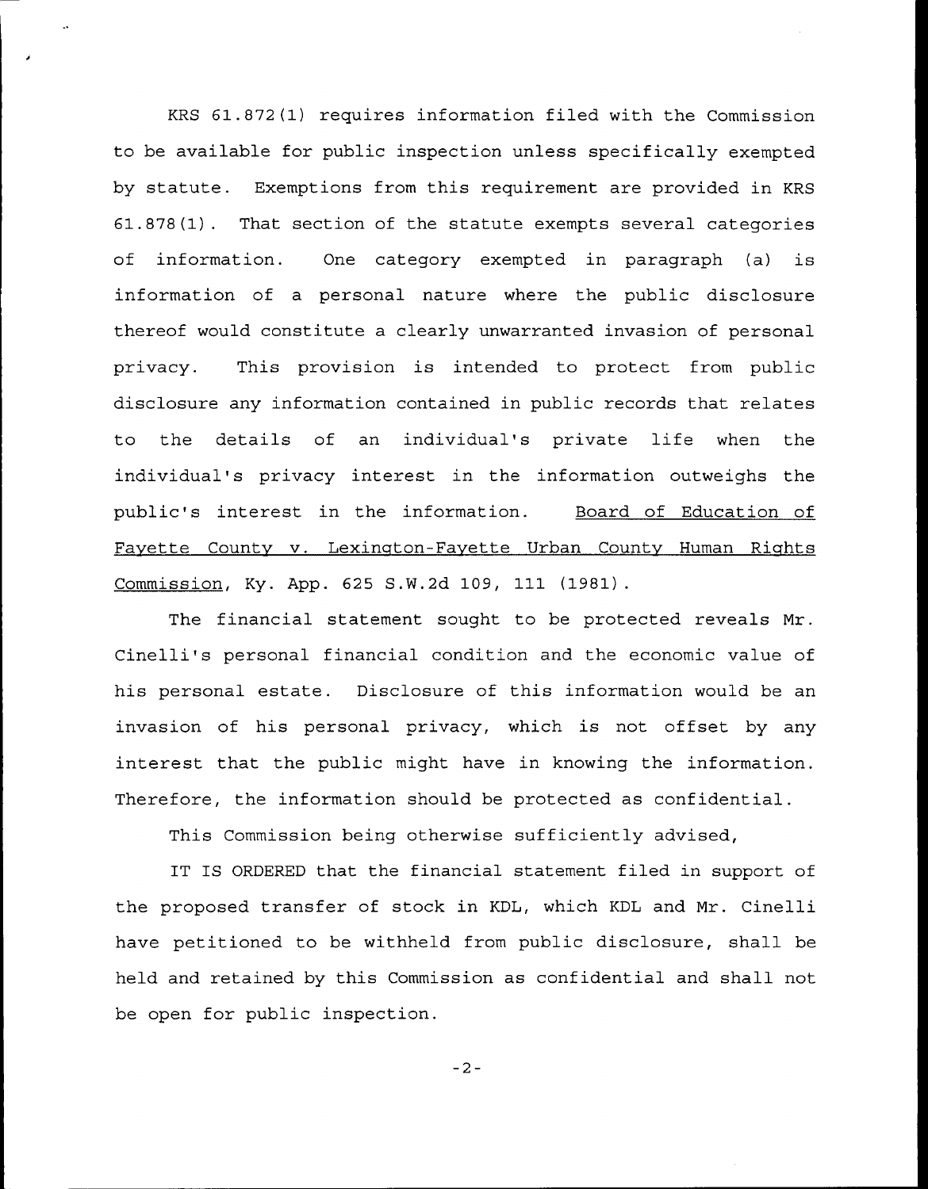KRS 61.872(1) requires information filed with the Commission to be available for public inspection unless specifically exempted by statute. Exemptions from this requirement are provided in KRS 61.878(1). That section of the statute exempts several categories of information. One category exempted in paragraph (a) is information of a personal nature where the public disclosure thereof would constitute a clearly unwarranted invasion of personal privacy. This provision is intended to protect from public disclosure any information contained in public records that relates to the details of an individual's private life when the individual's privacy interest in the information outweighs the public's interest in the information. Board of Education of Fayette County v. Lexington-Fayette Urban County Human Rights Commission, Ky. App. 625 S.W.2d 109, 111 (1981).

The financial statement sought to be protected reveals Mr. Cinelli's personal financial condition and the economic value of his personal estate. Disclosure of this information would be an invasion of his personal privacy, which is not offset by any interest that the public might have in knowing the information. Therefore, the information should be protected as confidential.

This Commission being otherwise sufficiently advised,

IT IS ORDERED that the financial statement filed in support of the proposed transfer of stock in KDL, which KDL and Mr. Cinelli have petitioned to be withheld from public disclosure, shall be held and retained by this Commission as confidential and shall not be open for public inspection.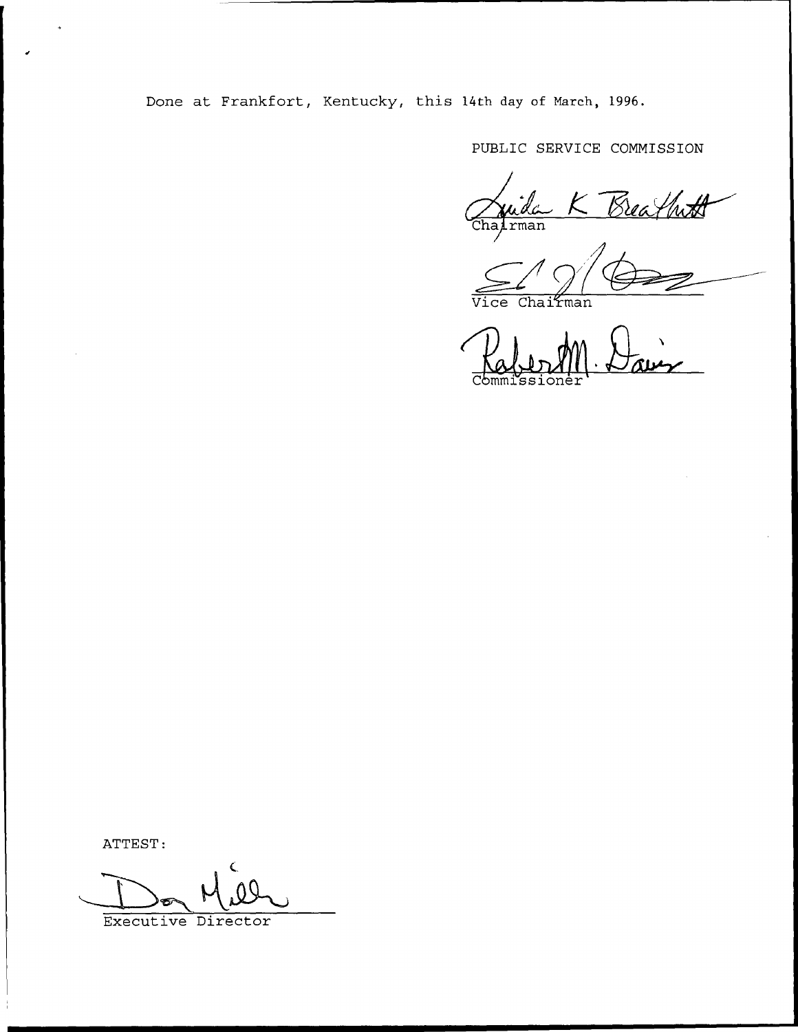Done at Frankfort, Kentucky, this 14th day of March, 1996.

PUBLIC SERVICE COMMISSION

Linda K Breathitt
Chairman

Vice Chairman

Robert M. Davis
Commissioner

ATTEST:

Don Mills
Executive Director